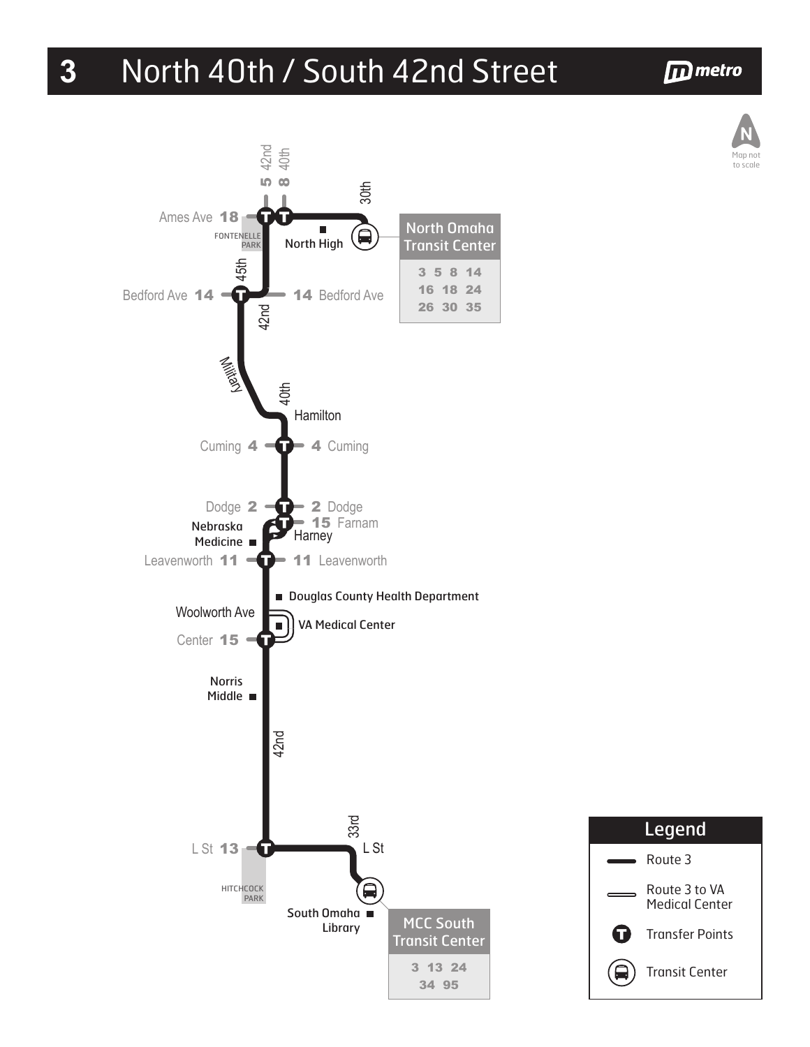# 3 North 40th / South 42nd Street

metro

N
Map not to scale

5 42nd
8 40th

30th

Ames Ave 18

FONTENELLE PARK

North High

North Omaha Transit Center

3 5 8 14
16 18 24
26 30 35

45th

Bedford Ave 14

14 Bedford Ave

42nd

Military

40th

Hamilton

Cuming 4

4 Cuming

Dodge 2

2 Dodge

Nebraska Medicine

15 Farnam

Harney

Leavenworth 11

11 Leavenworth

Douglas County Health Department

Woolworth Ave

VA Medical Center

Center 15

Norris Middle

42nd

33rd

L St 13

L St

HITCHCOCK PARK

South Omaha Library

MCC South Transit Center

3 13 24
34 95

## Legend

- Route 3
- Route 3 to VA Medical Center
- Transfer Points
- Transit Center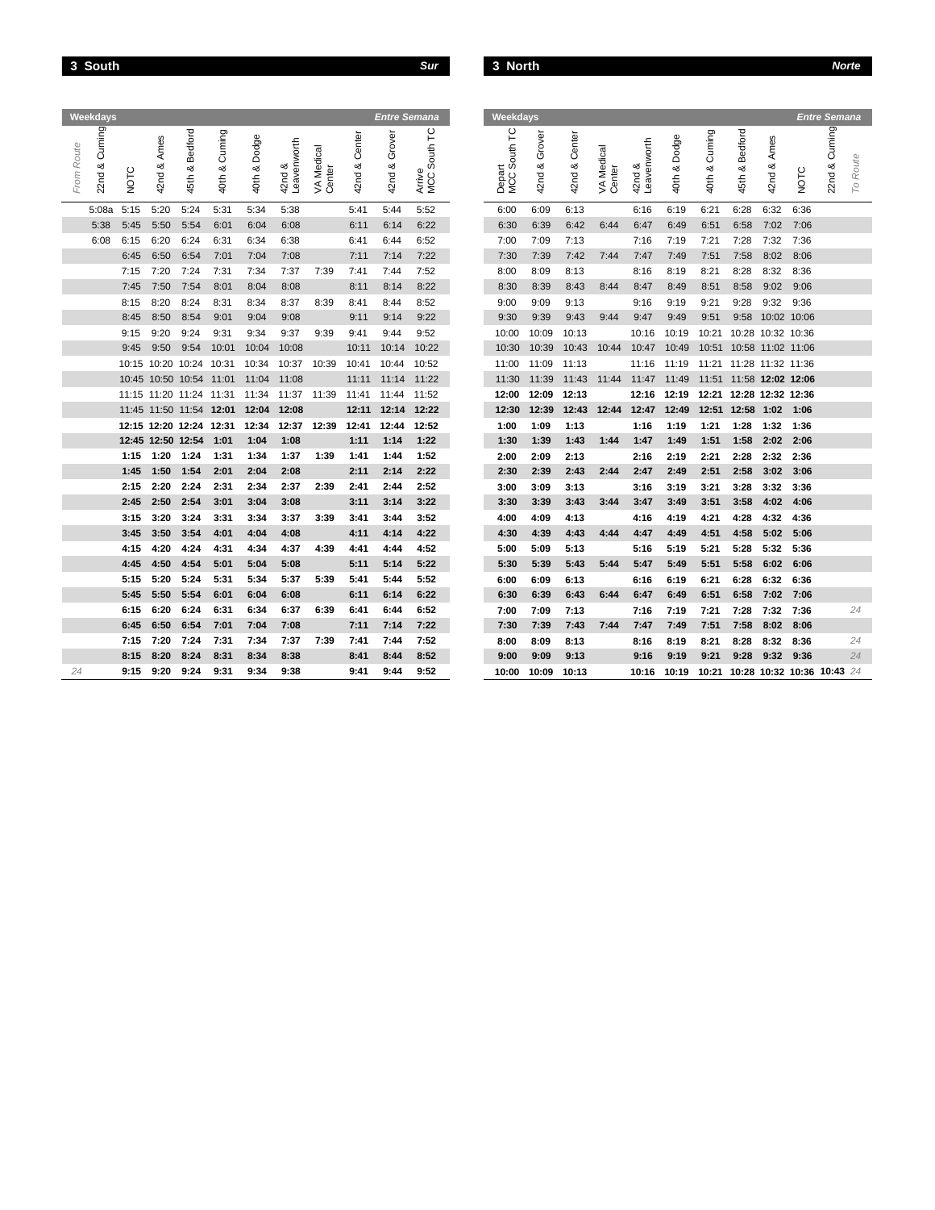## 3 South — *Sur*

**Weekdays** — *Entre Semana*

| *From Route* | 22nd & Cuming | NOTC | 42nd & Ames | 45th & Bedford | 40th & Cuming | 40th & Dodge | 42nd & Leavenworth | VA Medical Center | 42nd & Center | 42nd & Grover | Arrive MCC South TC |
|---|---|---|---|---|---|---|---|---|---|---|---|
| | 5:08a | 5:15 | 5:20 | 5:24 | 5:31 | 5:34 | 5:38 | | 5:41 | 5:44 | 5:52 |
| | 5:38 | 5:45 | 5:50 | 5:54 | 6:01 | 6:04 | 6:08 | | 6:11 | 6:14 | 6:22 |
| | 6:08 | 6:15 | 6:20 | 6:24 | 6:31 | 6:34 | 6:38 | | 6:41 | 6:44 | 6:52 |
| | | 6:45 | 6:50 | 6:54 | 7:01 | 7:04 | 7:08 | | 7:11 | 7:14 | 7:22 |
| | | 7:15 | 7:20 | 7:24 | 7:31 | 7:34 | 7:37 | 7:39 | 7:41 | 7:44 | 7:52 |
| | | 7:45 | 7:50 | 7:54 | 8:01 | 8:04 | 8:08 | | 8:11 | 8:14 | 8:22 |
| | | 8:15 | 8:20 | 8:24 | 8:31 | 8:34 | 8:37 | 8:39 | 8:41 | 8:44 | 8:52 |
| | | 8:45 | 8:50 | 8:54 | 9:01 | 9:04 | 9:08 | | 9:11 | 9:14 | 9:22 |
| | | 9:15 | 9:20 | 9:24 | 9:31 | 9:34 | 9:37 | 9:39 | 9:41 | 9:44 | 9:52 |
| | | 9:45 | 9:50 | 9:54 | 10:01 | 10:04 | 10:08 | | 10:11 | 10:14 | 10:22 |
| | | 10:15 | 10:20 | 10:24 | 10:31 | 10:34 | 10:37 | 10:39 | 10:41 | 10:44 | 10:52 |
| | | 10:45 | 10:50 | 10:54 | 11:01 | 11:04 | 11:08 | | 11:11 | 11:14 | 11:22 |
| | | 11:15 | 11:20 | 11:24 | 11:31 | 11:34 | 11:37 | 11:39 | 11:41 | 11:44 | 11:52 |
| | | 11:45 | 11:50 | 11:54 | **12:01** | **12:04** | **12:08** | | **12:11** | **12:14** | **12:22** |
| | | **12:15** | **12:20** | **12:24** | **12:31** | **12:34** | **12:37** | **12:39** | **12:41** | **12:44** | **12:52** |
| | | **12:45** | **12:50** | **12:54** | **1:01** | **1:04** | **1:08** | | **1:11** | **1:14** | **1:22** |
| | | **1:15** | **1:20** | **1:24** | **1:31** | **1:34** | **1:37** | **1:39** | **1:41** | **1:44** | **1:52** |
| | | **1:45** | **1:50** | **1:54** | **2:01** | **2:04** | **2:08** | | **2:11** | **2:14** | **2:22** |
| | | **2:15** | **2:20** | **2:24** | **2:31** | **2:34** | **2:37** | **2:39** | **2:41** | **2:44** | **2:52** |
| | | **2:45** | **2:50** | **2:54** | **3:01** | **3:04** | **3:08** | | **3:11** | **3:14** | **3:22** |
| | | **3:15** | **3:20** | **3:24** | **3:31** | **3:34** | **3:37** | **3:39** | **3:41** | **3:44** | **3:52** |
| | | **3:45** | **3:50** | **3:54** | **4:01** | **4:04** | **4:08** | | **4:11** | **4:14** | **4:22** |
| | | **4:15** | **4:20** | **4:24** | **4:31** | **4:34** | **4:37** | **4:39** | **4:41** | **4:44** | **4:52** |
| | | **4:45** | **4:50** | **4:54** | **5:01** | **5:04** | **5:08** | | **5:11** | **5:14** | **5:22** |
| | | **5:15** | **5:20** | **5:24** | **5:31** | **5:34** | **5:37** | **5:39** | **5:41** | **5:44** | **5:52** |
| | | **5:45** | **5:50** | **5:54** | **6:01** | **6:04** | **6:08** | | **6:11** | **6:14** | **6:22** |
| | | **6:15** | **6:20** | **6:24** | **6:31** | **6:34** | **6:37** | **6:39** | **6:41** | **6:44** | **6:52** |
| | | **6:45** | **6:50** | **6:54** | **7:01** | **7:04** | **7:08** | | **7:11** | **7:14** | **7:22** |
| | | **7:15** | **7:20** | **7:24** | **7:31** | **7:34** | **7:37** | **7:39** | **7:41** | **7:44** | **7:52** |
| | | **8:15** | **8:20** | **8:24** | **8:31** | **8:34** | **8:38** | | **8:41** | **8:44** | **8:52** |
| *24* | | **9:15** | **9:20** | **9:24** | **9:31** | **9:34** | **9:38** | | **9:41** | **9:44** | **9:52** |

## 3 North — *Norte*

**Weekdays** — *Entre Semana*

| Depart MCC South TC | 42nd & Grover | 42nd & Center | VA Medical Center | 42nd & Leavenworth | 40th & Dodge | 40th & Cuming | 45th & Bedford | 42nd & Ames | NOTC | 22nd & Cuming | *To Route* |
|---|---|---|---|---|---|---|---|---|---|---|---|
| 6:00 | 6:09 | 6:13 | | 6:16 | 6:19 | 6:21 | 6:28 | 6:32 | 6:36 | | |
| 6:30 | 6:39 | 6:42 | 6:44 | 6:47 | 6:49 | 6:51 | 6:58 | 7:02 | 7:06 | | |
| 7:00 | 7:09 | 7:13 | | 7:16 | 7:19 | 7:21 | 7:28 | 7:32 | 7:36 | | |
| 7:30 | 7:39 | 7:42 | 7:44 | 7:47 | 7:49 | 7:51 | 7:58 | 8:02 | 8:06 | | |
| 8:00 | 8:09 | 8:13 | | 8:16 | 8:19 | 8:21 | 8:28 | 8:32 | 8:36 | | |
| 8:30 | 8:39 | 8:43 | 8:44 | 8:47 | 8:49 | 8:51 | 8:58 | 9:02 | 9:06 | | |
| 9:00 | 9:09 | 9:13 | | 9:16 | 9:19 | 9:21 | 9:28 | 9:32 | 9:36 | | |
| 9:30 | 9:39 | 9:43 | 9:44 | 9:47 | 9:49 | 9:51 | 9:58 | 10:02 | 10:06 | | |
| 10:00 | 10:09 | 10:13 | | 10:16 | 10:19 | 10:21 | 10:28 | 10:32 | 10:36 | | |
| 10:30 | 10:39 | 10:43 | 10:44 | 10:47 | 10:49 | 10:51 | 10:58 | 11:02 | 11:06 | | |
| 11:00 | 11:09 | 11:13 | | 11:16 | 11:19 | 11:21 | 11:28 | 11:32 | 11:36 | | |
| 11:30 | 11:39 | 11:43 | 11:44 | 11:47 | 11:49 | 11:51 | 11:58 | **12:02** | **12:06** | | |
| **12:00** | **12:09** | **12:13** | | **12:16** | **12:19** | **12:21** | **12:28** | **12:32** | **12:36** | | |
| **12:30** | **12:39** | **12:43** | **12:44** | **12:47** | **12:49** | **12:51** | **12:58** | **1:02** | **1:06** | | |
| **1:00** | **1:09** | **1:13** | | **1:16** | **1:19** | **1:21** | **1:28** | **1:32** | **1:36** | | |
| **1:30** | **1:39** | **1:43** | **1:44** | **1:47** | **1:49** | **1:51** | **1:58** | **2:02** | **2:06** | | |
| **2:00** | **2:09** | **2:13** | | **2:16** | **2:19** | **2:21** | **2:28** | **2:32** | **2:36** | | |
| **2:30** | **2:39** | **2:43** | **2:44** | **2:47** | **2:49** | **2:51** | **2:58** | **3:02** | **3:06** | | |
| **3:00** | **3:09** | **3:13** | | **3:16** | **3:19** | **3:21** | **3:28** | **3:32** | **3:36** | | |
| **3:30** | **3:39** | **3:43** | **3:44** | **3:47** | **3:49** | **3:51** | **3:58** | **4:02** | **4:06** | | |
| **4:00** | **4:09** | **4:13** | | **4:16** | **4:19** | **4:21** | **4:28** | **4:32** | **4:36** | | |
| **4:30** | **4:39** | **4:43** | **4:44** | **4:47** | **4:49** | **4:51** | **4:58** | **5:02** | **5:06** | | |
| **5:00** | **5:09** | **5:13** | | **5:16** | **5:19** | **5:21** | **5:28** | **5:32** | **5:36** | | |
| **5:30** | **5:39** | **5:43** | **5:44** | **5:47** | **5:49** | **5:51** | **5:58** | **6:02** | **6:06** | | |
| **6:00** | **6:09** | **6:13** | | **6:16** | **6:19** | **6:21** | **6:28** | **6:32** | **6:36** | | |
| **6:30** | **6:39** | **6:43** | **6:44** | **6:47** | **6:49** | **6:51** | **6:58** | **7:02** | **7:06** | | |
| **7:00** | **7:09** | **7:13** | | **7:16** | **7:19** | **7:21** | **7:28** | **7:32** | **7:36** | | *24* |
| **7:30** | **7:39** | **7:43** | **7:44** | **7:47** | **7:49** | **7:51** | **7:58** | **8:02** | **8:06** | | |
| **8:00** | **8:09** | **8:13** | | **8:16** | **8:19** | **8:21** | **8:28** | **8:32** | **8:36** | | *24* |
| **9:00** | **9:09** | **9:13** | | **9:16** | **9:19** | **9:21** | **9:28** | **9:32** | **9:36** | | *24* |
| **10:00** | **10:09** | **10:13** | | **10:16** | **10:19** | **10:21** | **10:28** | **10:32** | **10:36** | **10:43** | *24* |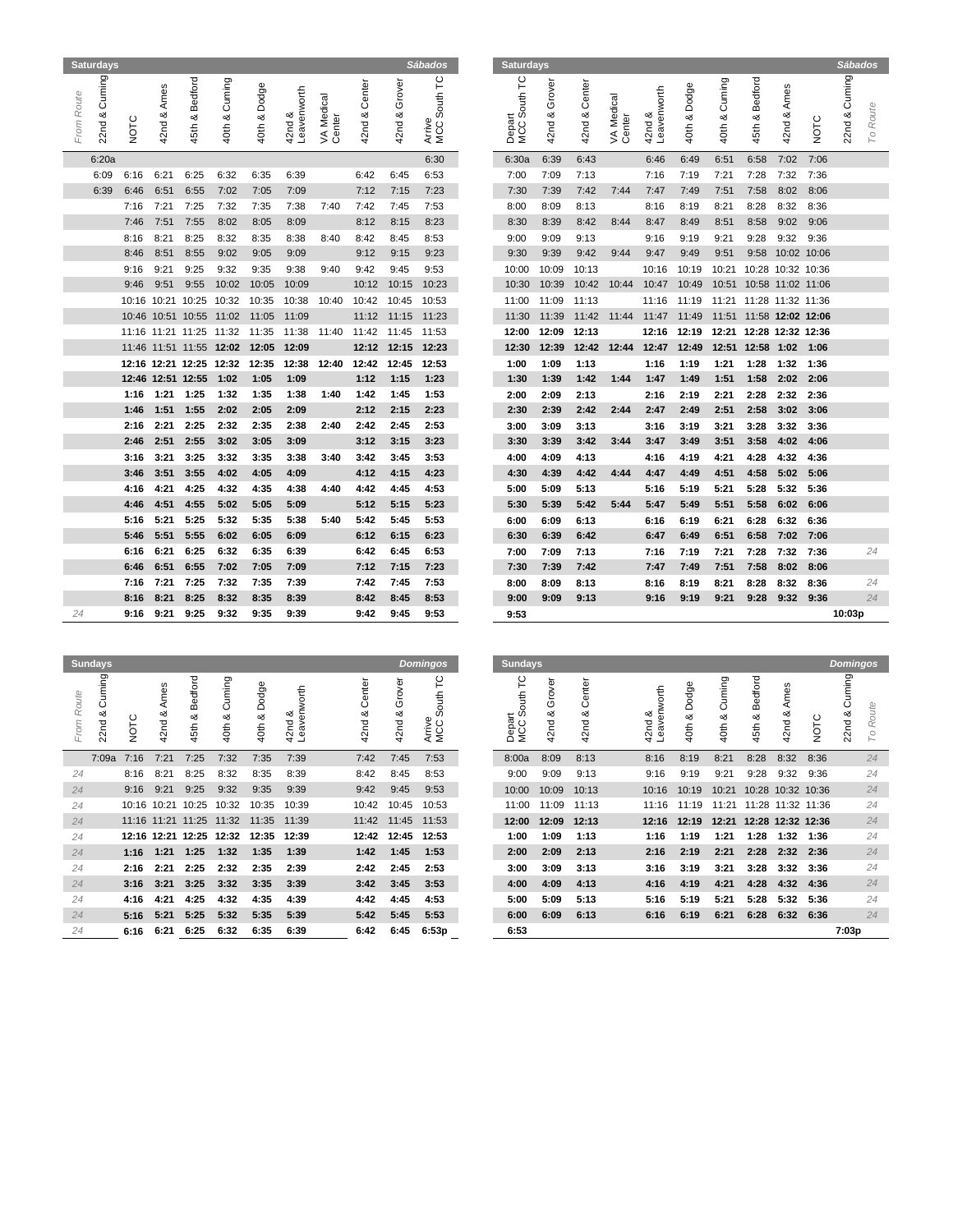## Saturdays — Sábados

| From Route | 22nd & Cuming | NOTC | 42nd & Ames | 45th & Bedford | 40th & Cuming | 40th & Dodge | 42nd & Leavenworth | VA Medical Center | 42nd & Center | 42nd & Grover | Arrive MCC South TC |
|---|---|---|---|---|---|---|---|---|---|---|---|
| | 6:20a | | | | | | | | | | 6:30 |
| | 6:09 | 6:16 | 6:21 | 6:25 | 6:32 | 6:35 | 6:39 | | 6:42 | 6:45 | 6:53 |
| | 6:39 | 6:46 | 6:51 | 6:55 | 7:02 | 7:05 | 7:09 | | 7:12 | 7:15 | 7:23 |
| | | 7:16 | 7:21 | 7:25 | 7:32 | 7:35 | 7:38 | 7:40 | 7:42 | 7:45 | 7:53 |
| | | 7:46 | 7:51 | 7:55 | 8:02 | 8:05 | 8:09 | | 8:12 | 8:15 | 8:23 |
| | | 8:16 | 8:21 | 8:25 | 8:32 | 8:35 | 8:38 | 8:40 | 8:42 | 8:45 | 8:53 |
| | | 8:46 | 8:51 | 8:55 | 9:02 | 9:05 | 9:09 | | 9:12 | 9:15 | 9:23 |
| | | 9:16 | 9:21 | 9:25 | 9:32 | 9:35 | 9:38 | 9:40 | 9:42 | 9:45 | 9:53 |
| | | 9:46 | 9:51 | 9:55 | 10:02 | 10:05 | 10:09 | | 10:12 | 10:15 | 10:23 |
| | | 10:16 | 10:21 | 10:25 | 10:32 | 10:35 | 10:38 | 10:40 | 10:42 | 10:45 | 10:53 |
| | | 10:46 | 10:51 | 10:55 | 11:02 | 11:05 | 11:09 | | 11:12 | 11:15 | 11:23 |
| | | 11:16 | 11:21 | 11:25 | 11:32 | 11:35 | 11:38 | 11:40 | 11:42 | 11:45 | 11:53 |
| | | 11:46 | 11:51 | 11:55 | **12:02** | **12:05** | **12:09** | | **12:12** | **12:15** | **12:23** |
| | | **12:16** | **12:21** | **12:25** | **12:32** | **12:35** | **12:38** | **12:40** | **12:42** | **12:45** | **12:53** |
| | | **12:46** | **12:51** | **12:55** | **1:02** | **1:05** | **1:09** | | **1:12** | **1:15** | **1:23** |
| | | **1:16** | **1:21** | **1:25** | **1:32** | **1:35** | **1:38** | **1:40** | **1:42** | **1:45** | **1:53** |
| | | **1:46** | **1:51** | **1:55** | **2:02** | **2:05** | **2:09** | | **2:12** | **2:15** | **2:23** |
| | | **2:16** | **2:21** | **2:25** | **2:32** | **2:35** | **2:38** | **2:40** | **2:42** | **2:45** | **2:53** |
| | | **2:46** | **2:51** | **2:55** | **3:02** | **3:05** | **3:09** | | **3:12** | **3:15** | **3:23** |
| | | **3:16** | **3:21** | **3:25** | **3:32** | **3:35** | **3:38** | **3:40** | **3:42** | **3:45** | **3:53** |
| | | **3:46** | **3:51** | **3:55** | **4:02** | **4:05** | **4:09** | | **4:12** | **4:15** | **4:23** |
| | | **4:16** | **4:21** | **4:25** | **4:32** | **4:35** | **4:38** | **4:40** | **4:42** | **4:45** | **4:53** |
| | | **4:46** | **4:51** | **4:55** | **5:02** | **5:05** | **5:09** | | **5:12** | **5:15** | **5:23** |
| | | **5:16** | **5:21** | **5:25** | **5:32** | **5:35** | **5:38** | **5:40** | **5:42** | **5:45** | **5:53** |
| | | **5:46** | **5:51** | **5:55** | **6:02** | **6:05** | **6:09** | | **6:12** | **6:15** | **6:23** |
| | | **6:16** | **6:21** | **6:25** | **6:32** | **6:35** | **6:39** | | **6:42** | **6:45** | **6:53** |
| | | **6:46** | **6:51** | **6:55** | **7:02** | **7:05** | **7:09** | | **7:12** | **7:15** | **7:23** |
| | | **7:16** | **7:21** | **7:25** | **7:32** | **7:35** | **7:39** | | **7:42** | **7:45** | **7:53** |
| | | **8:16** | **8:21** | **8:25** | **8:32** | **8:35** | **8:39** | | **8:42** | **8:45** | **8:53** |
| 24 | | **9:16** | **9:21** | **9:25** | **9:32** | **9:35** | **9:39** | | **9:42** | **9:45** | **9:53** |

## Saturdays — Sábados

| Depart MCC South TC | 42nd & Grover | 42nd & Center | VA Medical Center | 42nd & Leavenworth | 40th & Dodge | 40th & Cuming | 45th & Bedford | 42nd & Ames | NOTC | 22nd & Cuming | To Route |
|---|---|---|---|---|---|---|---|---|---|---|---|
| 6:30a | 6:39 | 6:43 | | 6:46 | 6:49 | 6:51 | 6:58 | 7:02 | 7:06 | | |
| 7:00 | 7:09 | 7:13 | | 7:16 | 7:19 | 7:21 | 7:28 | 7:32 | 7:36 | | |
| 7:30 | 7:39 | 7:42 | 7:44 | 7:47 | 7:49 | 7:51 | 7:58 | 8:02 | 8:06 | | |
| 8:00 | 8:09 | 8:13 | | 8:16 | 8:19 | 8:21 | 8:28 | 8:32 | 8:36 | | |
| 8:30 | 8:39 | 8:42 | 8:44 | 8:47 | 8:49 | 8:51 | 8:58 | 9:02 | 9:06 | | |
| 9:00 | 9:09 | 9:13 | | 9:16 | 9:19 | 9:21 | 9:28 | 9:32 | 9:36 | | |
| 9:30 | 9:39 | 9:42 | 9:44 | 9:47 | 9:49 | 9:51 | 9:58 | 10:02 | 10:06 | | |
| 10:00 | 10:09 | 10:13 | | 10:16 | 10:19 | 10:21 | 10:28 | 10:32 | 10:36 | | |
| 10:30 | 10:39 | 10:42 | 10:44 | 10:47 | 10:49 | 10:51 | 10:58 | 11:02 | 11:06 | | |
| 11:00 | 11:09 | 11:13 | | 11:16 | 11:19 | 11:21 | 11:28 | 11:32 | 11:36 | | |
| 11:30 | 11:39 | 11:42 | 11:44 | 11:47 | 11:49 | 11:51 | 11:58 | **12:02** | **12:06** | | |
| **12:00** | **12:09** | **12:13** | | **12:16** | **12:19** | **12:21** | **12:28** | **12:32** | **12:36** | | |
| **12:30** | **12:39** | **12:42** | **12:44** | **12:47** | **12:49** | **12:51** | **12:58** | **1:02** | **1:06** | | |
| **1:00** | **1:09** | **1:13** | | **1:16** | **1:19** | **1:21** | **1:28** | **1:32** | **1:36** | | |
| **1:30** | **1:39** | **1:42** | **1:44** | **1:47** | **1:49** | **1:51** | **1:58** | **2:02** | **2:06** | | |
| **2:00** | **2:09** | **2:13** | | **2:16** | **2:19** | **2:21** | **2:28** | **2:32** | **2:36** | | |
| **2:30** | **2:39** | **2:42** | **2:44** | **2:47** | **2:49** | **2:51** | **2:58** | **3:02** | **3:06** | | |
| **3:00** | **3:09** | **3:13** | | **3:16** | **3:19** | **3:21** | **3:28** | **3:32** | **3:36** | | |
| **3:30** | **3:39** | **3:42** | **3:44** | **3:47** | **3:49** | **3:51** | **3:58** | **4:02** | **4:06** | | |
| **4:00** | **4:09** | **4:13** | | **4:16** | **4:19** | **4:21** | **4:28** | **4:32** | **4:36** | | |
| **4:30** | **4:39** | **4:42** | **4:44** | **4:47** | **4:49** | **4:51** | **4:58** | **5:02** | **5:06** | | |
| **5:00** | **5:09** | **5:13** | | **5:16** | **5:19** | **5:21** | **5:28** | **5:32** | **5:36** | | |
| **5:30** | **5:39** | **5:42** | **5:44** | **5:47** | **5:49** | **5:51** | **5:58** | **6:02** | **6:06** | | |
| **6:00** | **6:09** | **6:13** | | **6:16** | **6:19** | **6:21** | **6:28** | **6:32** | **6:36** | | |
| **6:30** | **6:39** | **6:42** | | **6:47** | **6:49** | **6:51** | **6:58** | **7:02** | **7:06** | | |
| **7:00** | **7:09** | **7:13** | | **7:16** | **7:19** | **7:21** | **7:28** | **7:32** | **7:36** | | 24 |
| **7:30** | **7:39** | **7:42** | | **7:47** | **7:49** | **7:51** | **7:58** | **8:02** | **8:06** | | |
| **8:00** | **8:09** | **8:13** | | **8:16** | **8:19** | **8:21** | **8:28** | **8:32** | **8:36** | | 24 |
| **9:00** | **9:09** | **9:13** | | **9:16** | **9:19** | **9:21** | **9:28** | **9:32** | **9:36** | | 24 |
| **9:53** | | | | | | | | | | **10:03p** | |

## Sundays — Domingos

| From Route | 22nd & Cuming | NOTC | 42nd & Ames | 45th & Bedford | 40th & Cuming | 40th & Dodge | 42nd & Leavenworth | 42nd & Center | 42nd & Grover | Arrive MCC South TC |
|---|---|---|---|---|---|---|---|---|---|---|
| | 7:09a | 7:16 | 7:21 | 7:25 | 7:32 | 7:35 | 7:39 | 7:42 | 7:45 | 7:53 |
| 24 | | 8:16 | 8:21 | 8:25 | 8:32 | 8:35 | 8:39 | 8:42 | 8:45 | 8:53 |
| 24 | | 9:16 | 9:21 | 9:25 | 9:32 | 9:35 | 9:39 | 9:42 | 9:45 | 9:53 |
| 24 | | 10:16 | 10:21 | 10:25 | 10:32 | 10:35 | 10:39 | 10:42 | 10:45 | 10:53 |
| 24 | | 11:16 | 11:21 | 11:25 | 11:32 | 11:35 | 11:39 | 11:42 | 11:45 | 11:53 |
| 24 | | **12:16** | **12:21** | **12:25** | **12:32** | **12:35** | **12:39** | **12:42** | **12:45** | **12:53** |
| 24 | | **1:16** | **1:21** | **1:25** | **1:32** | **1:35** | **1:39** | **1:42** | **1:45** | **1:53** |
| 24 | | **2:16** | **2:21** | **2:25** | **2:32** | **2:35** | **2:39** | **2:42** | **2:45** | **2:53** |
| 24 | | **3:16** | **3:21** | **3:25** | **3:32** | **3:35** | **3:39** | **3:42** | **3:45** | **3:53** |
| 24 | | **4:16** | **4:21** | **4:25** | **4:32** | **4:35** | **4:39** | **4:42** | **4:45** | **4:53** |
| 24 | | **5:16** | **5:21** | **5:25** | **5:32** | **5:35** | **5:39** | **5:42** | **5:45** | **5:53** |
| 24 | | **6:16** | **6:21** | **6:25** | **6:32** | **6:35** | **6:39** | **6:42** | **6:45** | **6:53p** |

## Sundays — Domingos

| Depart MCC South TC | 42nd & Grover | 42nd & Center | 42nd & Leavenworth | 40th & Dodge | 40th & Cuming | 45th & Bedford | 42nd & Ames | NOTC | 22nd & Cuming | To Route |
|---|---|---|---|---|---|---|---|---|---|---|
| 8:00a | 8:09 | 8:13 | 8:16 | 8:19 | 8:21 | 8:28 | 8:32 | 8:36 | | 24 |
| 9:00 | 9:09 | 9:13 | 9:16 | 9:19 | 9:21 | 9:28 | 9:32 | 9:36 | | 24 |
| 10:00 | 10:09 | 10:13 | 10:16 | 10:19 | 10:21 | 10:28 | 10:32 | 10:36 | | 24 |
| 11:00 | 11:09 | 11:13 | 11:16 | 11:19 | 11:21 | 11:28 | 11:32 | 11:36 | | 24 |
| **12:00** | **12:09** | **12:13** | **12:16** | **12:19** | **12:21** | **12:28** | **12:32** | **12:36** | | 24 |
| **1:00** | **1:09** | **1:13** | **1:16** | **1:19** | **1:21** | **1:28** | **1:32** | **1:36** | | 24 |
| **2:00** | **2:09** | **2:13** | **2:16** | **2:19** | **2:21** | **2:28** | **2:32** | **2:36** | | 24 |
| **3:00** | **3:09** | **3:13** | **3:16** | **3:19** | **3:21** | **3:28** | **3:32** | **3:36** | | 24 |
| **4:00** | **4:09** | **4:13** | **4:16** | **4:19** | **4:21** | **4:28** | **4:32** | **4:36** | | 24 |
| **5:00** | **5:09** | **5:13** | **5:16** | **5:19** | **5:21** | **5:28** | **5:32** | **5:36** | | 24 |
| **6:00** | **6:09** | **6:13** | **6:16** | **6:19** | **6:21** | **6:28** | **6:32** | **6:36** | | 24 |
| **6:53** | | | | | | | | | **7:03p** | |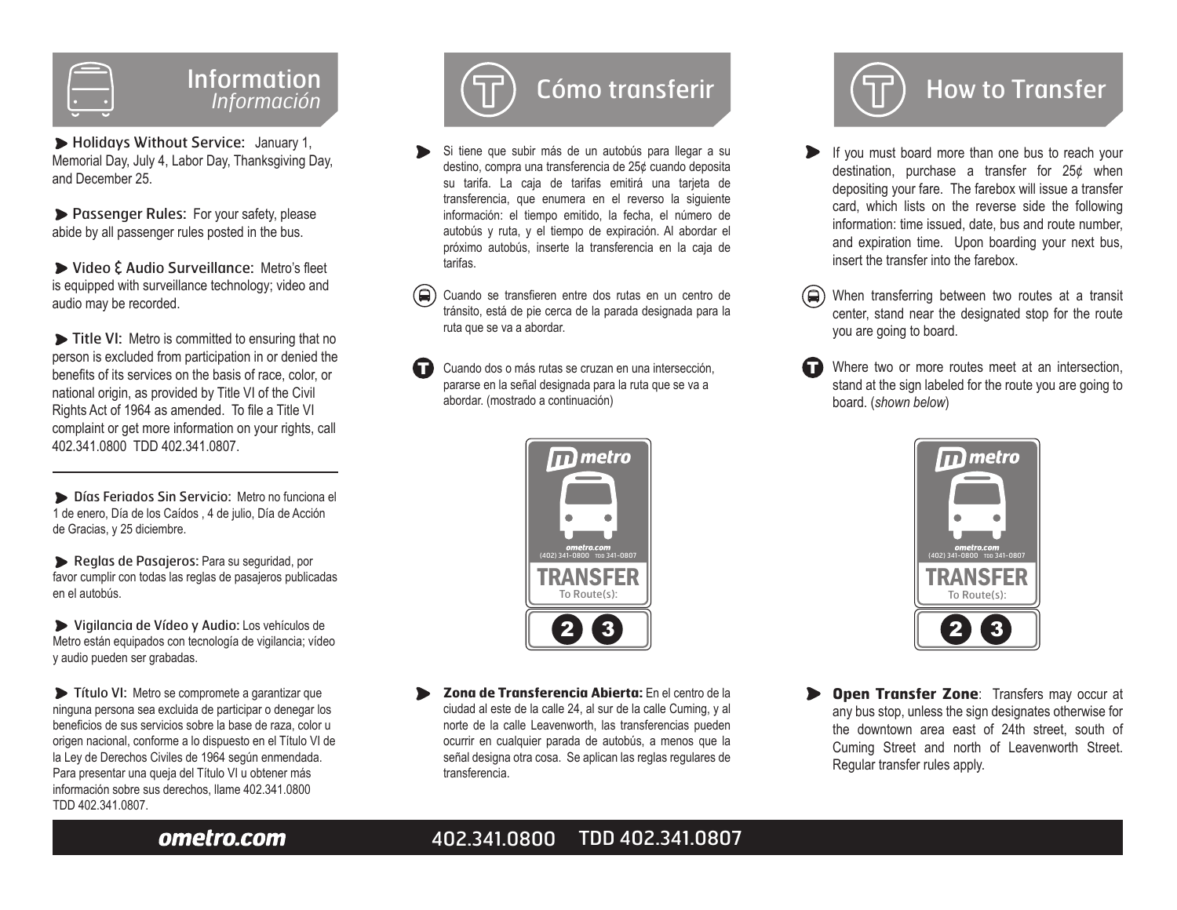## Information
*Información*

**Holidays Without Service:** January 1, Memorial Day, July 4, Labor Day, Thanksgiving Day, and December 25.

**Passenger Rules:** For your safety, please abide by all passenger rules posted in the bus.

**Video & Audio Surveillance:** Metro's fleet is equipped with surveillance technology; video and audio may be recorded.

**Title VI:** Metro is committed to ensuring that no person is excluded from participation in or denied the benefits of its services on the basis of race, color, or national origin, as provided by Title VI of the Civil Rights Act of 1964 as amended. To file a Title VI complaint or get more information on your rights, call 402.341.0800 TDD 402.341.0807.

---

**Días Feriados Sin Servicio:** Metro no funciona el 1 de enero, Día de los Caídos , 4 de julio, Día de Acción de Gracias, y 25 diciembre.

**Reglas de Pasajeros:** Para su seguridad, por favor cumplir con todas las reglas de pasajeros publicadas en el autobús.

**Vigilancia de Vídeo y Audio:** Los vehículos de Metro están equipados con tecnología de vigilancia; vídeo y audio pueden ser grabadas.

**Título VI:** Metro se compromete a garantizar que ninguna persona sea excluida de participar o denegar los beneficios de sus servicios sobre la base de raza, color u origen nacional, conforme a lo dispuesto en el Título VI de la Ley de Derechos Civiles de 1964 según enmendada. Para presentar una queja del Título VI u obtener más información sobre sus derechos, llame 402.341.0800 TDD 402.341.0807.

## Cómo transferir

Si tiene que subir más de un autobús para llegar a su destino, compra una transferencia de 25¢ cuando deposita su tarifa. La caja de tarifas emitirá una tarjeta de transferencia, que enumera en el reverso la siguiente información: el tiempo emitido, la fecha, el número de autobús y ruta, y el tiempo de expiración. Al abordar el próximo autobús, inserte la transferencia en la caja de tarifas.

Cuando se transfieren entre dos rutas en un centro de tránsito, está de pie cerca de la parada designada para la ruta que se va a abordar.

Cuando dos o más rutas se cruzan en una intersección, pararse en la señal designada para la ruta que se va a abordar. (mostrado a continuación)

metro
ometro.com
(402) 341-0800 TDD 341-0807
TRANSFER
To Route(s):
2 3

**Zona de Transferencia Abierta:** En el centro de la ciudad al este de la calle 24, al sur de la calle Cuming, y al norte de la calle Leavenworth, las transferencias pueden ocurrir en cualquier parada de autobús, a menos que la señal designa otra cosa. Se aplican las reglas regulares de transferencia.

## How to Transfer

If you must board more than one bus to reach your destination, purchase a transfer for 25¢ when depositing your fare. The farebox will issue a transfer card, which lists on the reverse side the following information: time issued, date, bus and route number, and expiration time. Upon boarding your next bus, insert the transfer into the farebox.

When transferring between two routes at a transit center, stand near the designated stop for the route you are going to board.

Where two or more routes meet at an intersection, stand at the sign labeled for the route you are going to board. (*shown below*)

metro
ometro.com
(402) 341-0800 TDD 341-0807
TRANSFER
To Route(s):
2 3

**Open Transfer Zone**: Transfers may occur at any bus stop, unless the sign designates otherwise for the downtown area east of 24th street, south of Cuming Street and north of Leavenworth Street. Regular transfer rules apply.

**ometro.com** 402.341.0800 TDD 402.341.0807